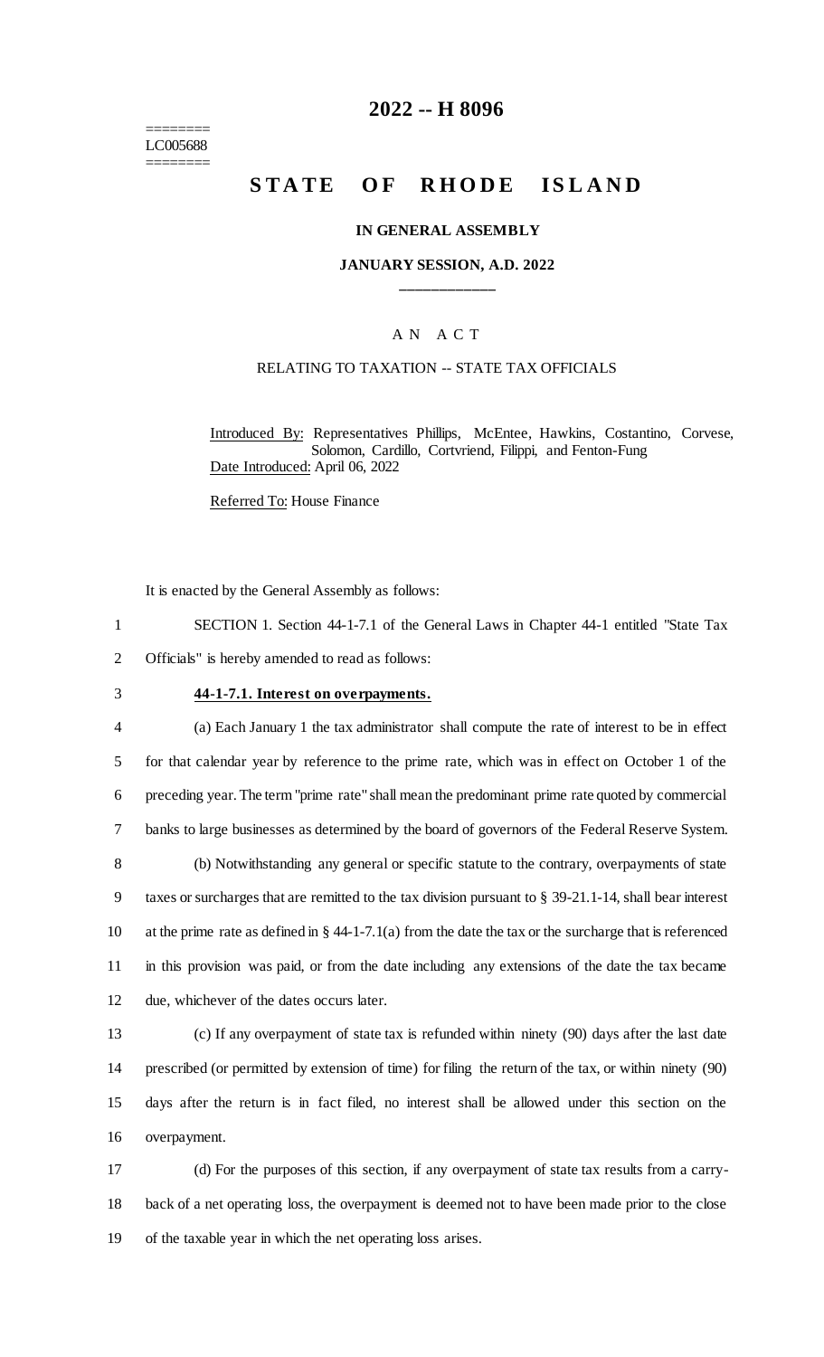========
LC005688
========

# 2022 -- H 8096

# STATE OF RHODE ISLAND

### IN GENERAL ASSEMBLY

### JANUARY SESSION, A.D. 2022

____________

A N A C T

RELATING TO TAXATION -- STATE TAX OFFICIALS

Introduced By: Representatives Phillips, McEntee, Hawkins, Costantino, Corvese, Solomon, Cardillo, Cortvriend, Filippi, and Fenton-Fung

Date Introduced: April 06, 2022

Referred To: House Finance

It is enacted by the General Assembly as follows:

1 SECTION 1. Section 44-1-7.1 of the General Laws in Chapter 44-1 entitled "State Tax
2 Officials" is hereby amended to read as follows:

3 **44-1-7.1. Interest on overpayments.**

4 (a) Each January 1 the tax administrator shall compute the rate of interest to be in effect
5 for that calendar year by reference to the prime rate, which was in effect on October 1 of the
6 preceding year. The term "prime rate" shall mean the predominant prime rate quoted by commercial
7 banks to large businesses as determined by the board of governors of the Federal Reserve System.

8 (b) Notwithstanding any general or specific statute to the contrary, overpayments of state
9 taxes or surcharges that are remitted to the tax division pursuant to § 39-21.1-14, shall bear interest
10 at the prime rate as defined in § 44-1-7.1(a) from the date the tax or the surcharge that is referenced
11 in this provision was paid, or from the date including any extensions of the date the tax became
12 due, whichever of the dates occurs later.

13 (c) If any overpayment of state tax is refunded within ninety (90) days after the last date
14 prescribed (or permitted by extension of time) for filing the return of the tax, or within ninety (90)
15 days after the return is in fact filed, no interest shall be allowed under this section on the
16 overpayment.

17 (d) For the purposes of this section, if any overpayment of state tax results from a carry-
18 back of a net operating loss, the overpayment is deemed not to have been made prior to the close
19 of the taxable year in which the net operating loss arises.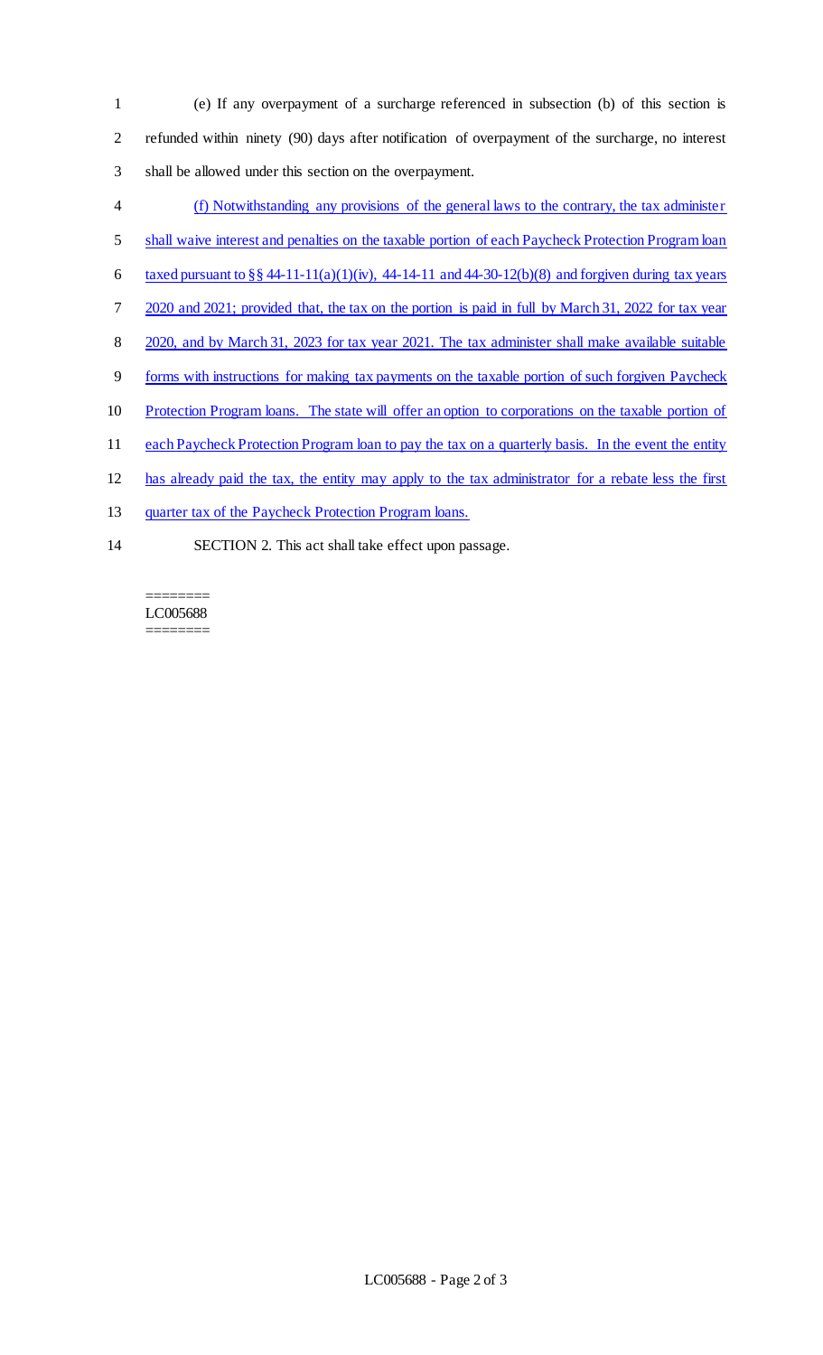(e) If any overpayment of a surcharge referenced in subsection (b) of this section is refunded within ninety (90) days after notification of overpayment of the surcharge, no interest shall be allowed under this section on the overpayment.

(f) Notwithstanding any provisions of the general laws to the contrary, the tax administer shall waive interest and penalties on the taxable portion of each Paycheck Protection Program loan taxed pursuant to §§ 44-11-11(a)(1)(iv), 44-14-11 and 44-30-12(b)(8) and forgiven during tax years 2020 and 2021; provided that, the tax on the portion is paid in full by March 31, 2022 for tax year 2020, and by March 31, 2023 for tax year 2021. The tax administer shall make available suitable forms with instructions for making tax payments on the taxable portion of such forgiven Paycheck Protection Program loans. The state will offer an option to corporations on the taxable portion of each Paycheck Protection Program loan to pay the tax on a quarterly basis. In the event the entity has already paid the tax, the entity may apply to the tax administrator for a rebate less the first quarter tax of the Paycheck Protection Program loans.

SECTION 2. This act shall take effect upon passage.

========
LC005688
========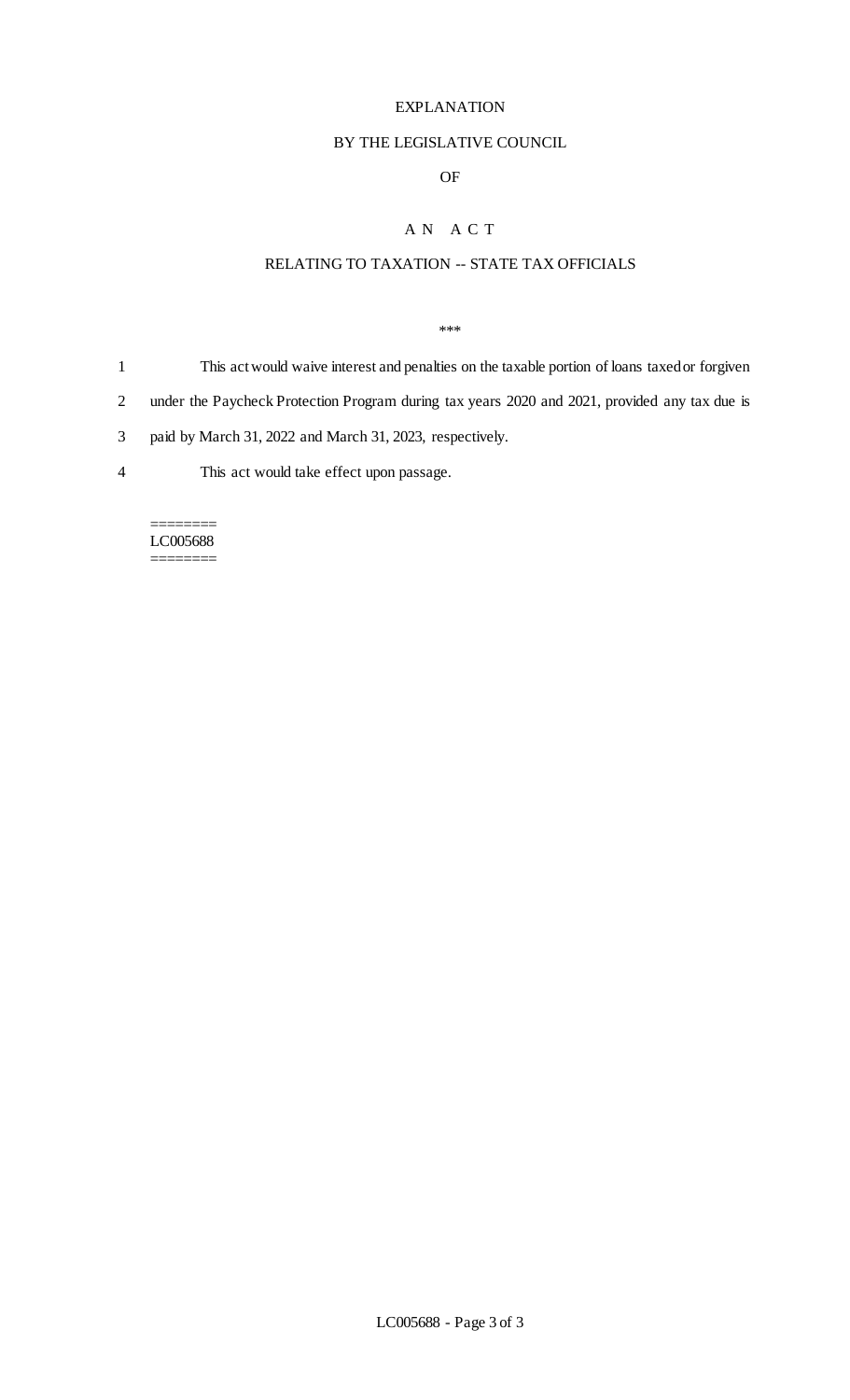EXPLANATION

BY THE LEGISLATIVE COUNCIL

OF

A N A C T

RELATING TO TAXATION -- STATE TAX OFFICIALS

\*\*\*

1 This act would waive interest and penalties on the taxable portion of loans taxed or forgiven
2 under the Paycheck Protection Program during tax years 2020 and 2021, provided any tax due is
3 paid by March 31, 2022 and March 31, 2023, respectively.
4 This act would take effect upon passage.

========
LC005688
========